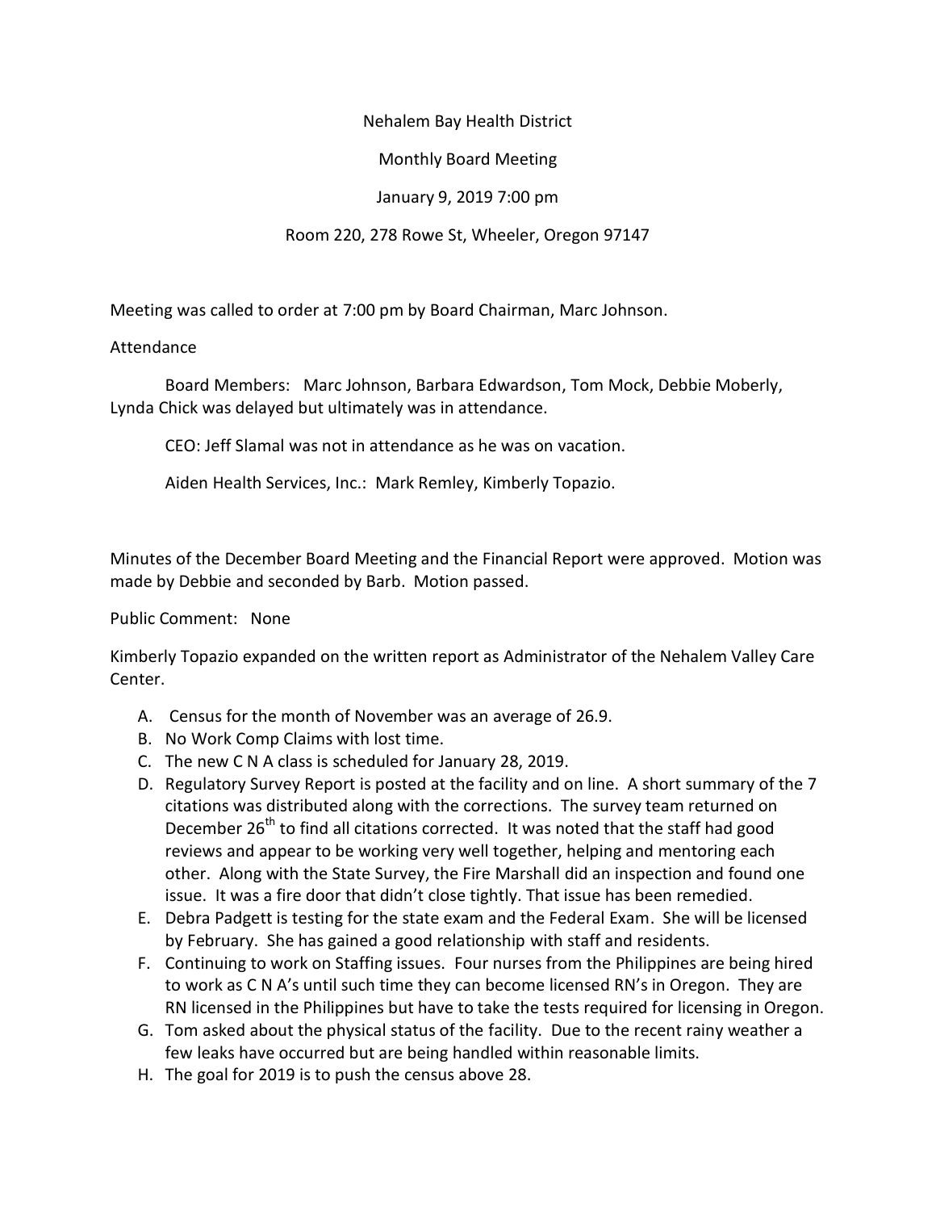Nehalem Bay Health District

Monthly Board Meeting

January 9, 2019 7:00 pm

Room 220, 278 Rowe St, Wheeler, Oregon 97147

Meeting was called to order at 7:00 pm by Board Chairman, Marc Johnson.

Attendance

Board Members: Marc Johnson, Barbara Edwardson, Tom Mock, Debbie Moberly, Lynda Chick was delayed but ultimately was in attendance.

CEO: Jeff Slamal was not in attendance as he was on vacation.

Aiden Health Services, Inc.: Mark Remley, Kimberly Topazio.

Minutes of the December Board Meeting and the Financial Report were approved. Motion was made by Debbie and seconded by Barb. Motion passed.

Public Comment: None

Kimberly Topazio expanded on the written report as Administrator of the Nehalem Valley Care Center.

A. Census for the month of November was an average of 26.9.
B. No Work Comp Claims with lost time.
C. The new C N A class is scheduled for January 28, 2019.
D. Regulatory Survey Report is posted at the facility and on line. A short summary of the 7 citations was distributed along with the corrections. The survey team returned on December 26th to find all citations corrected. It was noted that the staff had good reviews and appear to be working very well together, helping and mentoring each other. Along with the State Survey, the Fire Marshall did an inspection and found one issue. It was a fire door that didn't close tightly. That issue has been remedied.
E. Debra Padgett is testing for the state exam and the Federal Exam. She will be licensed by February. She has gained a good relationship with staff and residents.
F. Continuing to work on Staffing issues. Four nurses from the Philippines are being hired to work as C N A's until such time they can become licensed RN's in Oregon. They are RN licensed in the Philippines but have to take the tests required for licensing in Oregon.
G. Tom asked about the physical status of the facility. Due to the recent rainy weather a few leaks have occurred but are being handled within reasonable limits.
H. The goal for 2019 is to push the census above 28.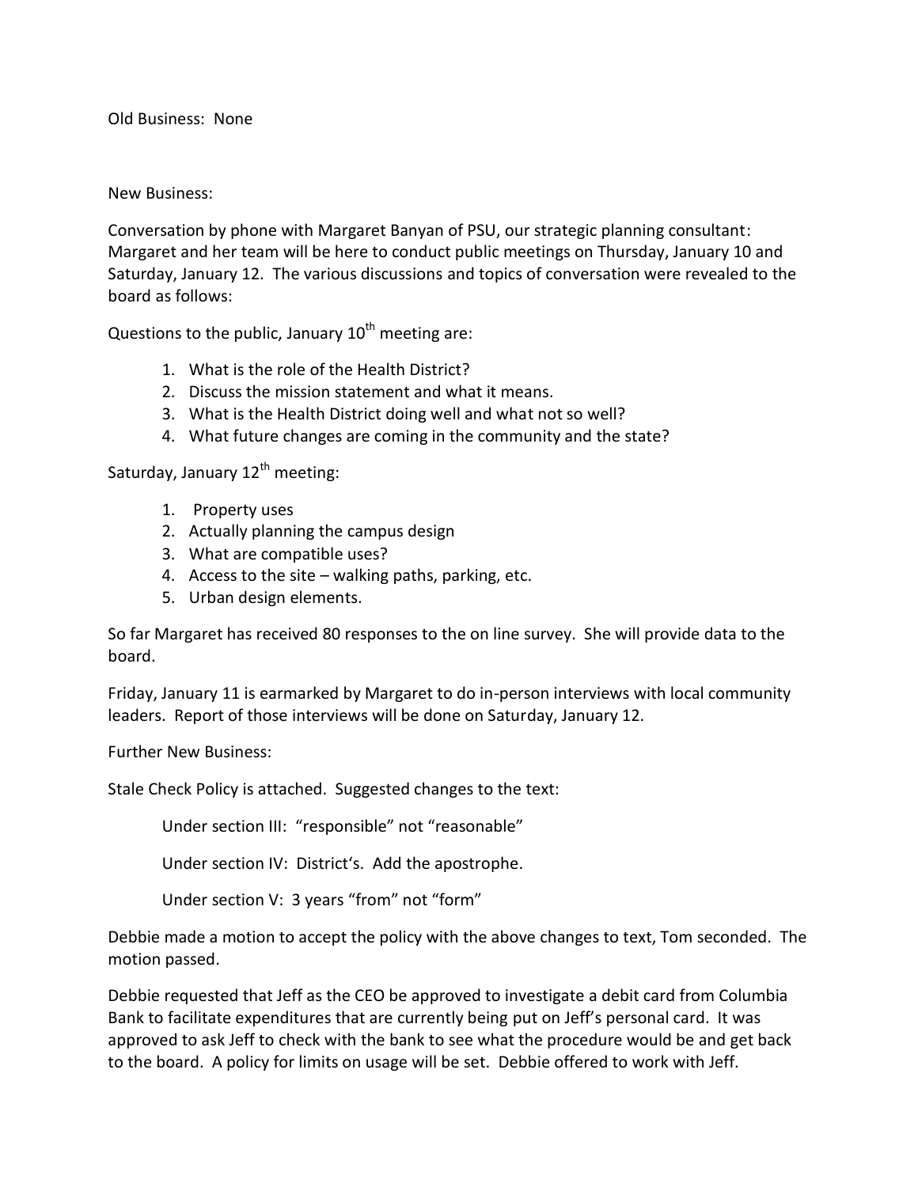Old Business: None

New Business:

Conversation by phone with Margaret Banyan of PSU, our strategic planning consultant: Margaret and her team will be here to conduct public meetings on Thursday, January 10 and Saturday, January 12. The various discussions and topics of conversation were revealed to the board as follows:

Questions to the public, January 10th meeting are:

1. What is the role of the Health District?
2. Discuss the mission statement and what it means.
3. What is the Health District doing well and what not so well?
4. What future changes are coming in the community and the state?

Saturday, January 12th meeting:

1. Property uses
2. Actually planning the campus design
3. What are compatible uses?
4. Access to the site – walking paths, parking, etc.
5. Urban design elements.

So far Margaret has received 80 responses to the on line survey. She will provide data to the board.

Friday, January 11 is earmarked by Margaret to do in-person interviews with local community leaders. Report of those interviews will be done on Saturday, January 12.

Further New Business:

Stale Check Policy is attached. Suggested changes to the text:

> Under section III: "responsible" not "reasonable"
>
> Under section IV: District's. Add the apostrophe.
>
> Under section V: 3 years "from" not "form"

Debbie made a motion to accept the policy with the above changes to text, Tom seconded. The motion passed.

Debbie requested that Jeff as the CEO be approved to investigate a debit card from Columbia Bank to facilitate expenditures that are currently being put on Jeff's personal card. It was approved to ask Jeff to check with the bank to see what the procedure would be and get back to the board. A policy for limits on usage will be set. Debbie offered to work with Jeff.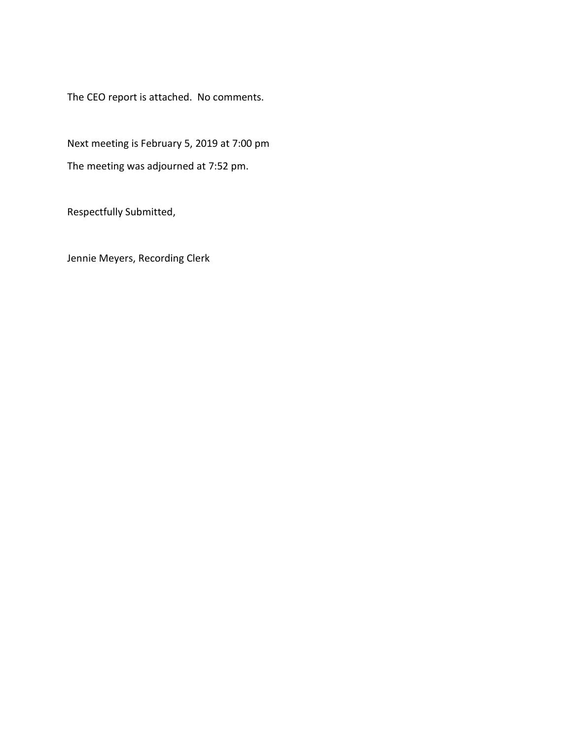The CEO report is attached. No comments.

Next meeting is February 5, 2019 at 7:00 pm

The meeting was adjourned at 7:52 pm.

Respectfully Submitted,

Jennie Meyers, Recording Clerk